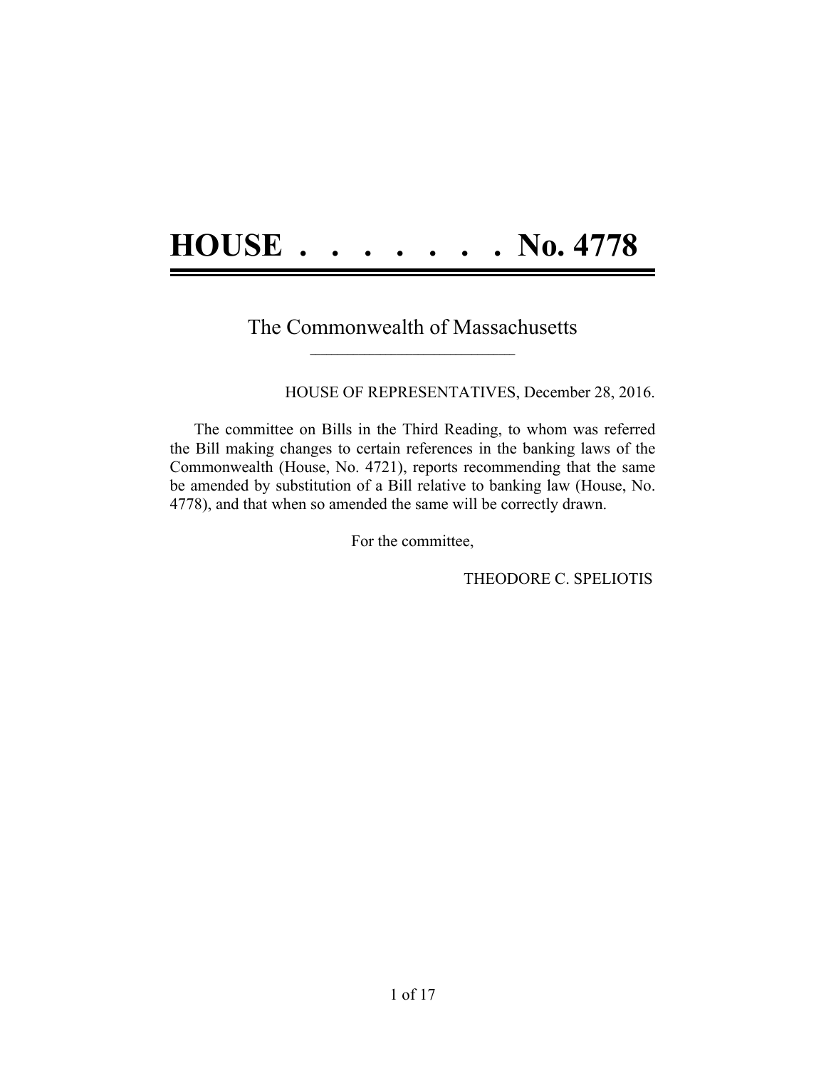# HOUSE . . . . . . . . No. 4778

The Commonwealth of Massachusetts

HOUSE OF REPRESENTATIVES, December 28, 2016.

The committee on Bills in the Third Reading, to whom was referred the Bill making changes to certain references in the banking laws of the Commonwealth (House, No. 4721), reports recommending that the same be amended by substitution of a Bill relative to banking law (House, No. 4778), and that when so amended the same will be correctly drawn.

For the committee,

THEODORE C. SPELIOTIS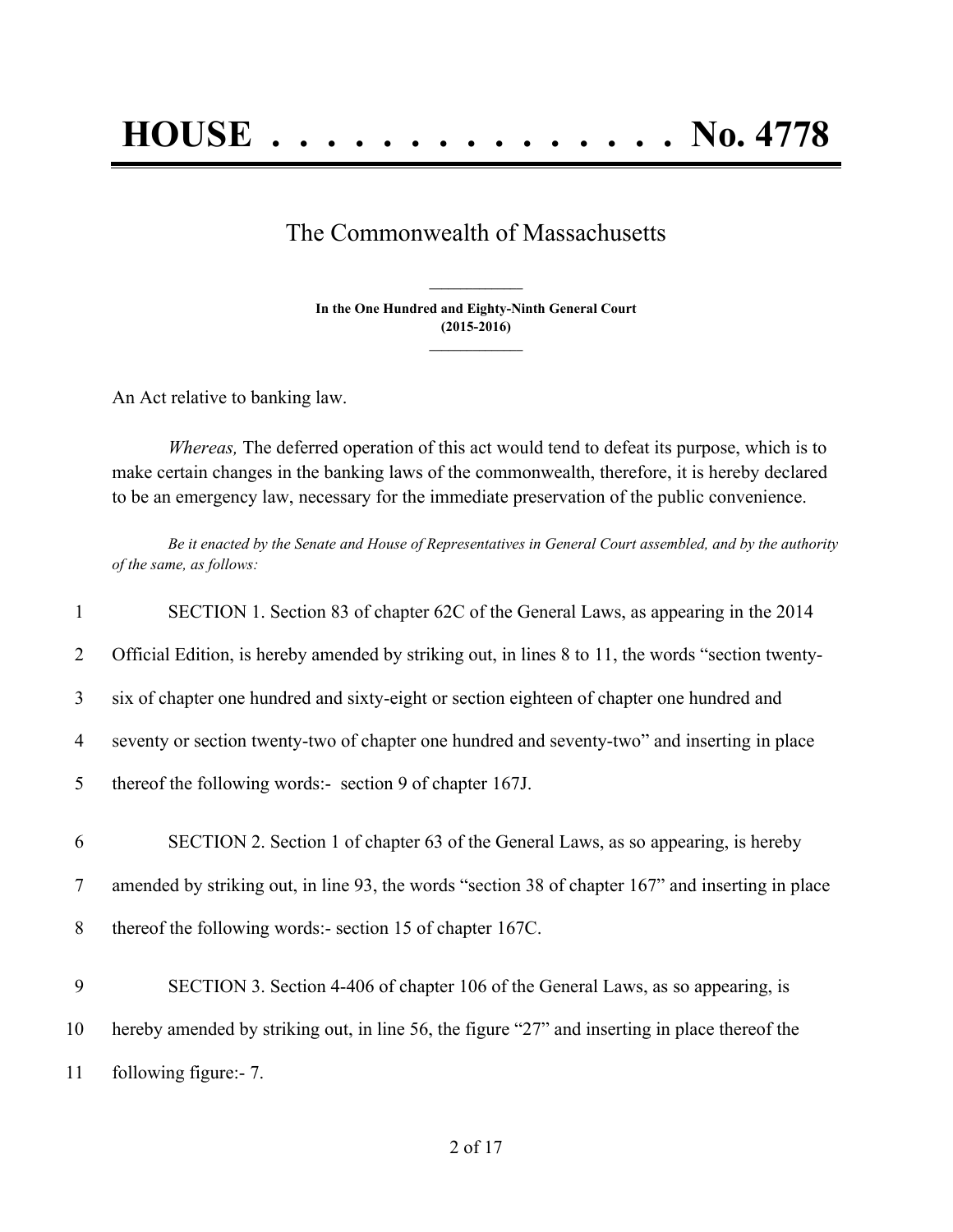# HOUSE . . . . . . . . . . . . . . . No. 4778

The Commonwealth of Massachusetts

**In the One Hundred and Eighty-Ninth General Court**
**(2015-2016)**

An Act relative to banking law.

*Whereas,* The deferred operation of this act would tend to defeat its purpose, which is to make certain changes in the banking laws of the commonwealth, therefore, it is hereby declared to be an emergency law, necessary for the immediate preservation of the public convenience.

*Be it enacted by the Senate and House of Representatives in General Court assembled, and by the authority of the same, as follows:*

1 SECTION 1. Section 83 of chapter 62C of the General Laws, as appearing in the 2014
2 Official Edition, is hereby amended by striking out, in lines 8 to 11, the words "section twenty-
3 six of chapter one hundred and sixty-eight or section eighteen of chapter one hundred and
4 seventy or section twenty-two of chapter one hundred and seventy-two" and inserting in place
5 thereof the following words:- section 9 of chapter 167J.

6 SECTION 2. Section 1 of chapter 63 of the General Laws, as so appearing, is hereby
7 amended by striking out, in line 93, the words "section 38 of chapter 167" and inserting in place
8 thereof the following words:- section 15 of chapter 167C.

9 SECTION 3. Section 4-406 of chapter 106 of the General Laws, as so appearing, is
10 hereby amended by striking out, in line 56, the figure "27" and inserting in place thereof the
11 following figure:- 7.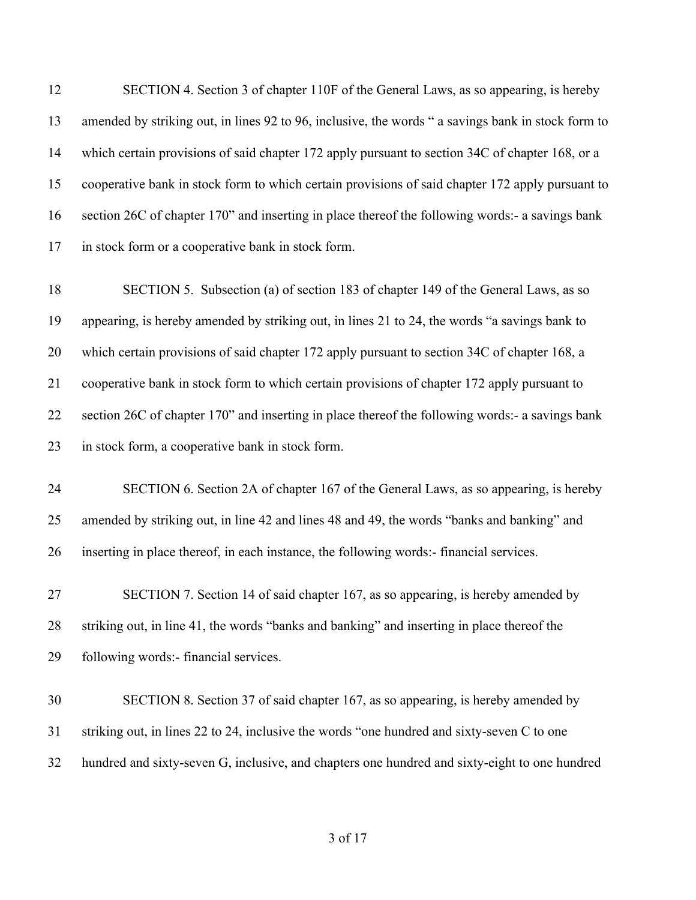SECTION 4. Section 3 of chapter 110F of the General Laws, as so appearing, is hereby amended by striking out, in lines 92 to 96, inclusive, the words " a savings bank in stock form to which certain provisions of said chapter 172 apply pursuant to section 34C of chapter 168, or a cooperative bank in stock form to which certain provisions of said chapter 172 apply pursuant to section 26C of chapter 170" and inserting in place thereof the following words:- a savings bank in stock form or a cooperative bank in stock form.

SECTION 5. Subsection (a) of section 183 of chapter 149 of the General Laws, as so appearing, is hereby amended by striking out, in lines 21 to 24, the words "a savings bank to which certain provisions of said chapter 172 apply pursuant to section 34C of chapter 168, a cooperative bank in stock form to which certain provisions of chapter 172 apply pursuant to section 26C of chapter 170" and inserting in place thereof the following words:- a savings bank in stock form, a cooperative bank in stock form.

SECTION 6. Section 2A of chapter 167 of the General Laws, as so appearing, is hereby amended by striking out, in line 42 and lines 48 and 49, the words "banks and banking" and inserting in place thereof, in each instance, the following words:- financial services.

SECTION 7. Section 14 of said chapter 167, as so appearing, is hereby amended by striking out, in line 41, the words "banks and banking" and inserting in place thereof the following words:- financial services.

SECTION 8. Section 37 of said chapter 167, as so appearing, is hereby amended by striking out, in lines 22 to 24, inclusive the words "one hundred and sixty-seven C to one hundred and sixty-seven G, inclusive, and chapters one hundred and sixty-eight to one hundred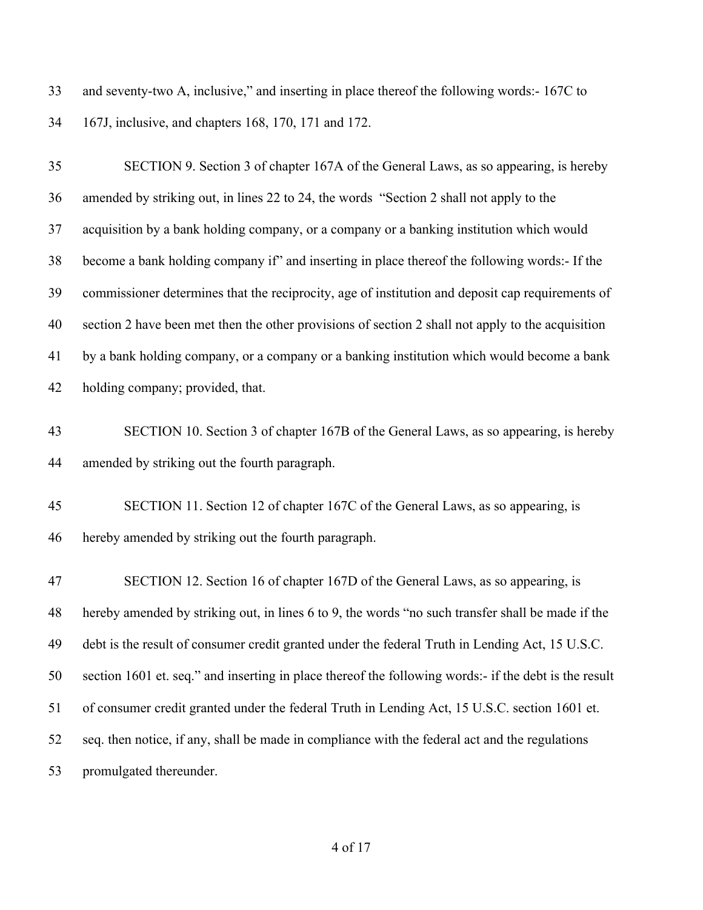and seventy-two A, inclusive," and inserting in place thereof the following words:- 167C to 167J, inclusive, and chapters 168, 170, 171 and 172.

SECTION 9. Section 3 of chapter 167A of the General Laws, as so appearing, is hereby amended by striking out, in lines 22 to 24, the words "Section 2 shall not apply to the acquisition by a bank holding company, or a company or a banking institution which would become a bank holding company if" and inserting in place thereof the following words:- If the commissioner determines that the reciprocity, age of institution and deposit cap requirements of section 2 have been met then the other provisions of section 2 shall not apply to the acquisition by a bank holding company, or a company or a banking institution which would become a bank holding company; provided, that.

SECTION 10. Section 3 of chapter 167B of the General Laws, as so appearing, is hereby amended by striking out the fourth paragraph.

SECTION 11. Section 12 of chapter 167C of the General Laws, as so appearing, is hereby amended by striking out the fourth paragraph.

SECTION 12. Section 16 of chapter 167D of the General Laws, as so appearing, is hereby amended by striking out, in lines 6 to 9, the words "no such transfer shall be made if the debt is the result of consumer credit granted under the federal Truth in Lending Act, 15 U.S.C. section 1601 et. seq." and inserting in place thereof the following words:- if the debt is the result of consumer credit granted under the federal Truth in Lending Act, 15 U.S.C. section 1601 et. seq. then notice, if any, shall be made in compliance with the federal act and the regulations promulgated thereunder.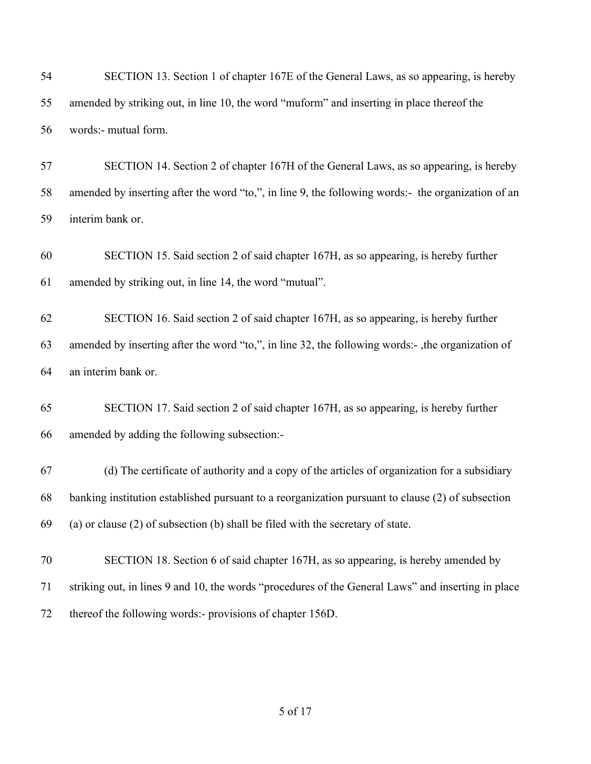SECTION 13. Section 1 of chapter 167E of the General Laws, as so appearing, is hereby amended by striking out, in line 10, the word "muform" and inserting in place thereof the words:- mutual form.

SECTION 14. Section 2 of chapter 167H of the General Laws, as so appearing, is hereby amended by inserting after the word "to,", in line 9, the following words:- the organization of an interim bank or.

SECTION 15. Said section 2 of said chapter 167H, as so appearing, is hereby further amended by striking out, in line 14, the word "mutual".

SECTION 16. Said section 2 of said chapter 167H, as so appearing, is hereby further amended by inserting after the word "to,", in line 32, the following words:- ,the organization of an interim bank or.

SECTION 17. Said section 2 of said chapter 167H, as so appearing, is hereby further amended by adding the following subsection:-

(d) The certificate of authority and a copy of the articles of organization for a subsidiary banking institution established pursuant to a reorganization pursuant to clause (2) of subsection (a) or clause (2) of subsection (b) shall be filed with the secretary of state.

SECTION 18. Section 6 of said chapter 167H, as so appearing, is hereby amended by striking out, in lines 9 and 10, the words "procedures of the General Laws" and inserting in place thereof the following words:- provisions of chapter 156D.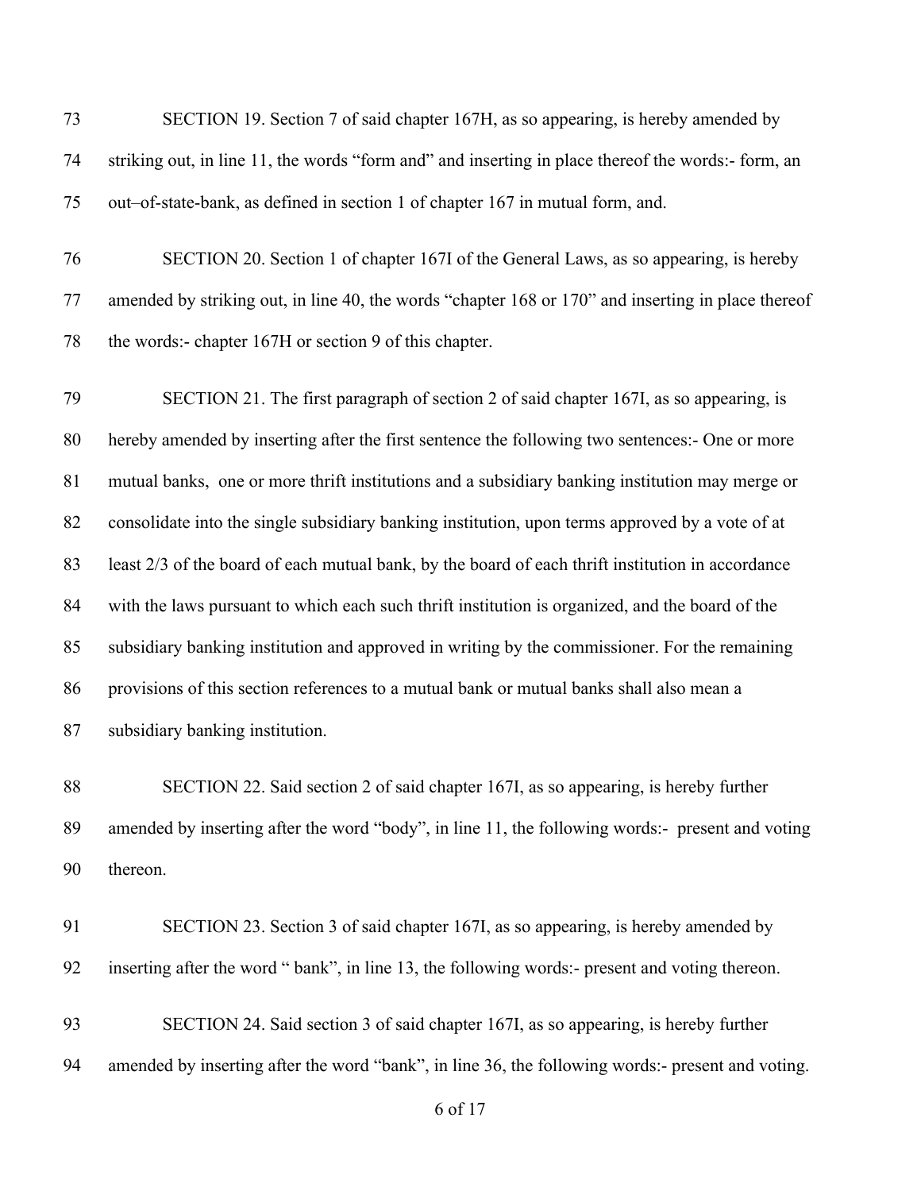SECTION 19. Section 7 of said chapter 167H, as so appearing, is hereby amended by striking out, in line 11, the words "form and" and inserting in place thereof the words:- form, an out–of-state-bank, as defined in section 1 of chapter 167 in mutual form, and.

SECTION 20. Section 1 of chapter 167I of the General Laws, as so appearing, is hereby amended by striking out, in line 40, the words "chapter 168 or 170" and inserting in place thereof the words:- chapter 167H or section 9 of this chapter.

SECTION 21. The first paragraph of section 2 of said chapter 167I, as so appearing, is hereby amended by inserting after the first sentence the following two sentences:- One or more mutual banks, one or more thrift institutions and a subsidiary banking institution may merge or consolidate into the single subsidiary banking institution, upon terms approved by a vote of at least 2/3 of the board of each mutual bank, by the board of each thrift institution in accordance with the laws pursuant to which each such thrift institution is organized, and the board of the subsidiary banking institution and approved in writing by the commissioner. For the remaining provisions of this section references to a mutual bank or mutual banks shall also mean a subsidiary banking institution.

SECTION 22. Said section 2 of said chapter 167I, as so appearing, is hereby further amended by inserting after the word "body", in line 11, the following words:- present and voting thereon.

SECTION 23. Section 3 of said chapter 167I, as so appearing, is hereby amended by inserting after the word " bank", in line 13, the following words:- present and voting thereon.

SECTION 24. Said section 3 of said chapter 167I, as so appearing, is hereby further amended by inserting after the word "bank", in line 36, the following words:- present and voting.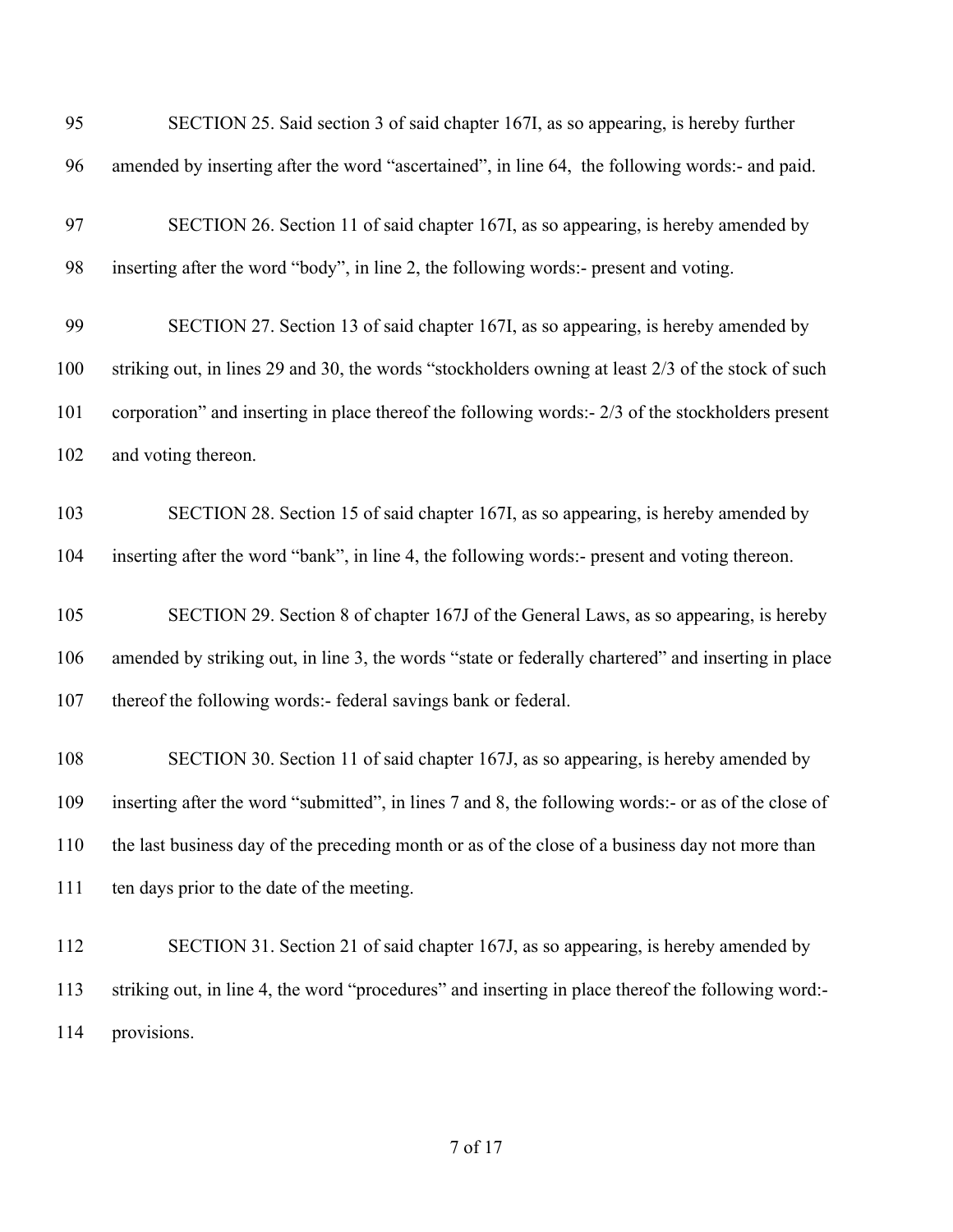SECTION 25. Said section 3 of said chapter 167I, as so appearing, is hereby further amended by inserting after the word "ascertained", in line 64, the following words:- and paid.

SECTION 26. Section 11 of said chapter 167I, as so appearing, is hereby amended by inserting after the word "body", in line 2, the following words:- present and voting.

SECTION 27. Section 13 of said chapter 167I, as so appearing, is hereby amended by striking out, in lines 29 and 30, the words "stockholders owning at least 2/3 of the stock of such corporation" and inserting in place thereof the following words:- 2/3 of the stockholders present and voting thereon.

SECTION 28. Section 15 of said chapter 167I, as so appearing, is hereby amended by inserting after the word "bank", in line 4, the following words:- present and voting thereon.

SECTION 29. Section 8 of chapter 167J of the General Laws, as so appearing, is hereby amended by striking out, in line 3, the words "state or federally chartered" and inserting in place thereof the following words:- federal savings bank or federal.

SECTION 30. Section 11 of said chapter 167J, as so appearing, is hereby amended by inserting after the word "submitted", in lines 7 and 8, the following words:- or as of the close of the last business day of the preceding month or as of the close of a business day not more than ten days prior to the date of the meeting.

SECTION 31. Section 21 of said chapter 167J, as so appearing, is hereby amended by striking out, in line 4, the word "procedures" and inserting in place thereof the following word:- provisions.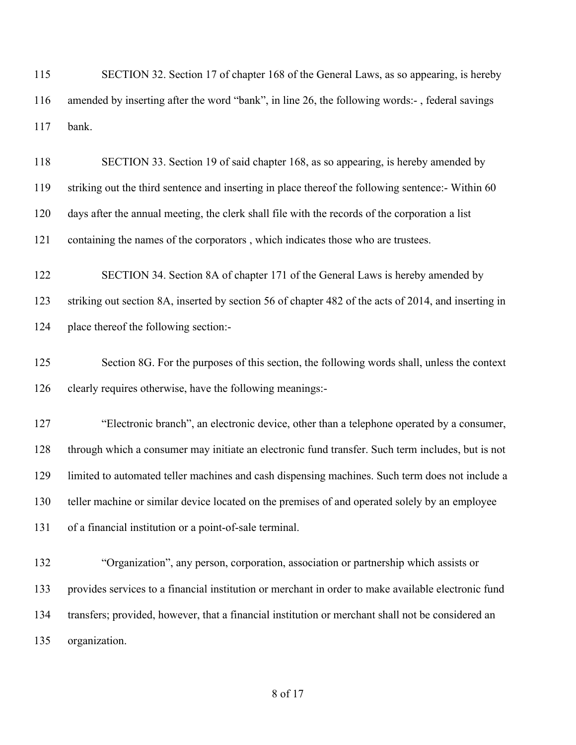SECTION 32. Section 17 of chapter 168 of the General Laws, as so appearing, is hereby amended by inserting after the word "bank", in line 26, the following words:- , federal savings bank.

SECTION 33. Section 19 of said chapter 168, as so appearing, is hereby amended by striking out the third sentence and inserting in place thereof the following sentence:- Within 60 days after the annual meeting, the clerk shall file with the records of the corporation a list containing the names of the corporators , which indicates those who are trustees.

SECTION 34. Section 8A of chapter 171 of the General Laws is hereby amended by striking out section 8A, inserted by section 56 of chapter 482 of the acts of 2014, and inserting in place thereof the following section:-

Section 8G. For the purposes of this section, the following words shall, unless the context clearly requires otherwise, have the following meanings:-

"Electronic branch", an electronic device, other than a telephone operated by a consumer, through which a consumer may initiate an electronic fund transfer. Such term includes, but is not limited to automated teller machines and cash dispensing machines. Such term does not include a teller machine or similar device located on the premises of and operated solely by an employee of a financial institution or a point-of-sale terminal.

"Organization", any person, corporation, association or partnership which assists or provides services to a financial institution or merchant in order to make available electronic fund transfers; provided, however, that a financial institution or merchant shall not be considered an organization.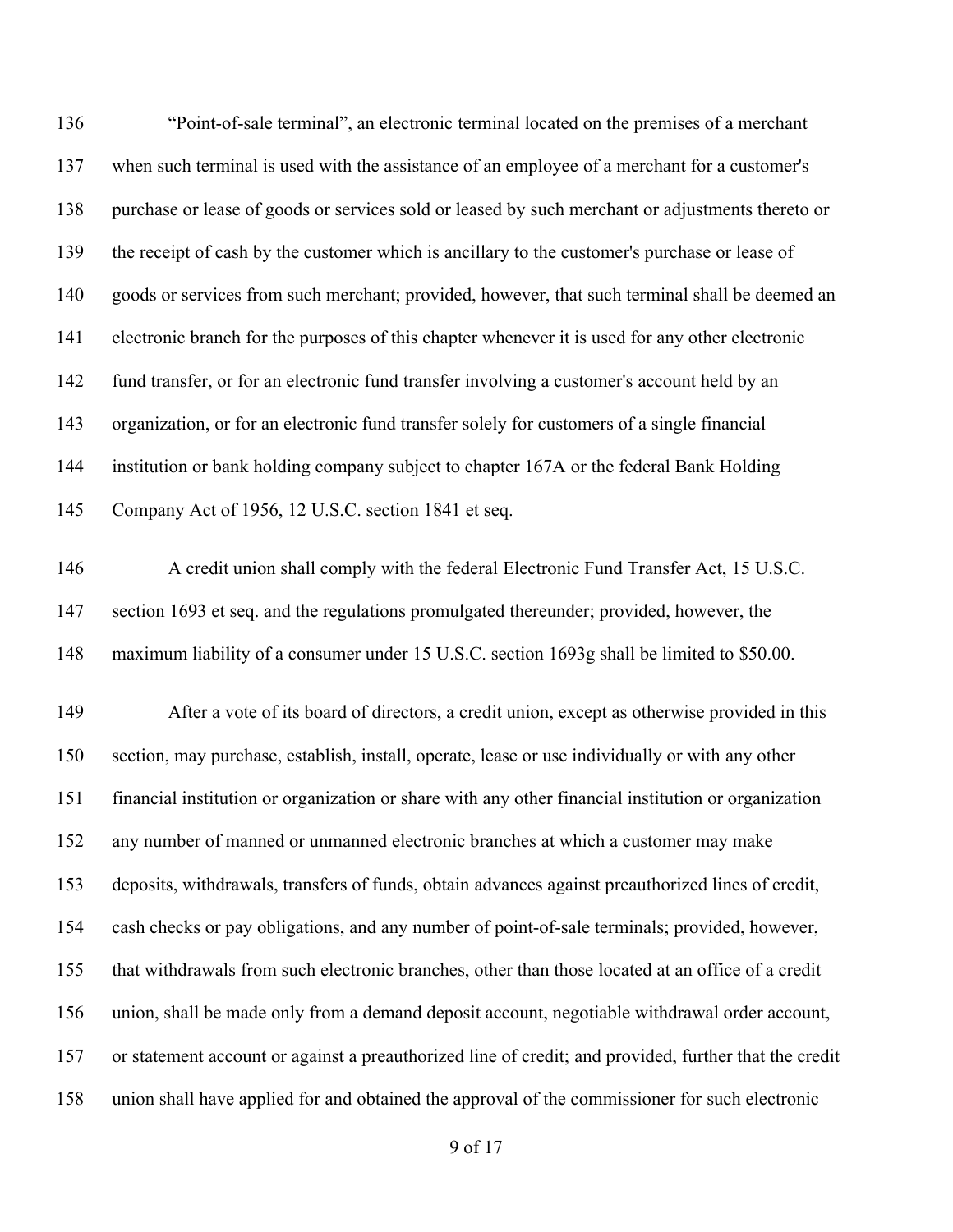136 "Point-of-sale terminal", an electronic terminal located on the premises of a merchant
137 when such terminal is used with the assistance of an employee of a merchant for a customer's
138 purchase or lease of goods or services sold or leased by such merchant or adjustments thereto or
139 the receipt of cash by the customer which is ancillary to the customer's purchase or lease of
140 goods or services from such merchant; provided, however, that such terminal shall be deemed an
141 electronic branch for the purposes of this chapter whenever it is used for any other electronic
142 fund transfer, or for an electronic fund transfer involving a customer's account held by an
143 organization, or for an electronic fund transfer solely for customers of a single financial
144 institution or bank holding company subject to chapter 167A or the federal Bank Holding
145 Company Act of 1956, 12 U.S.C. section 1841 et seq.

146 A credit union shall comply with the federal Electronic Fund Transfer Act, 15 U.S.C.
147 section 1693 et seq. and the regulations promulgated thereunder; provided, however, the
148 maximum liability of a consumer under 15 U.S.C. section 1693g shall be limited to $50.00.

149 After a vote of its board of directors, a credit union, except as otherwise provided in this
150 section, may purchase, establish, install, operate, lease or use individually or with any other
151 financial institution or organization or share with any other financial institution or organization
152 any number of manned or unmanned electronic branches at which a customer may make
153 deposits, withdrawals, transfers of funds, obtain advances against preauthorized lines of credit,
154 cash checks or pay obligations, and any number of point-of-sale terminals; provided, however,
155 that withdrawals from such electronic branches, other than those located at an office of a credit
156 union, shall be made only from a demand deposit account, negotiable withdrawal order account,
157 or statement account or against a preauthorized line of credit; and provided, further that the credit
158 union shall have applied for and obtained the approval of the commissioner for such electronic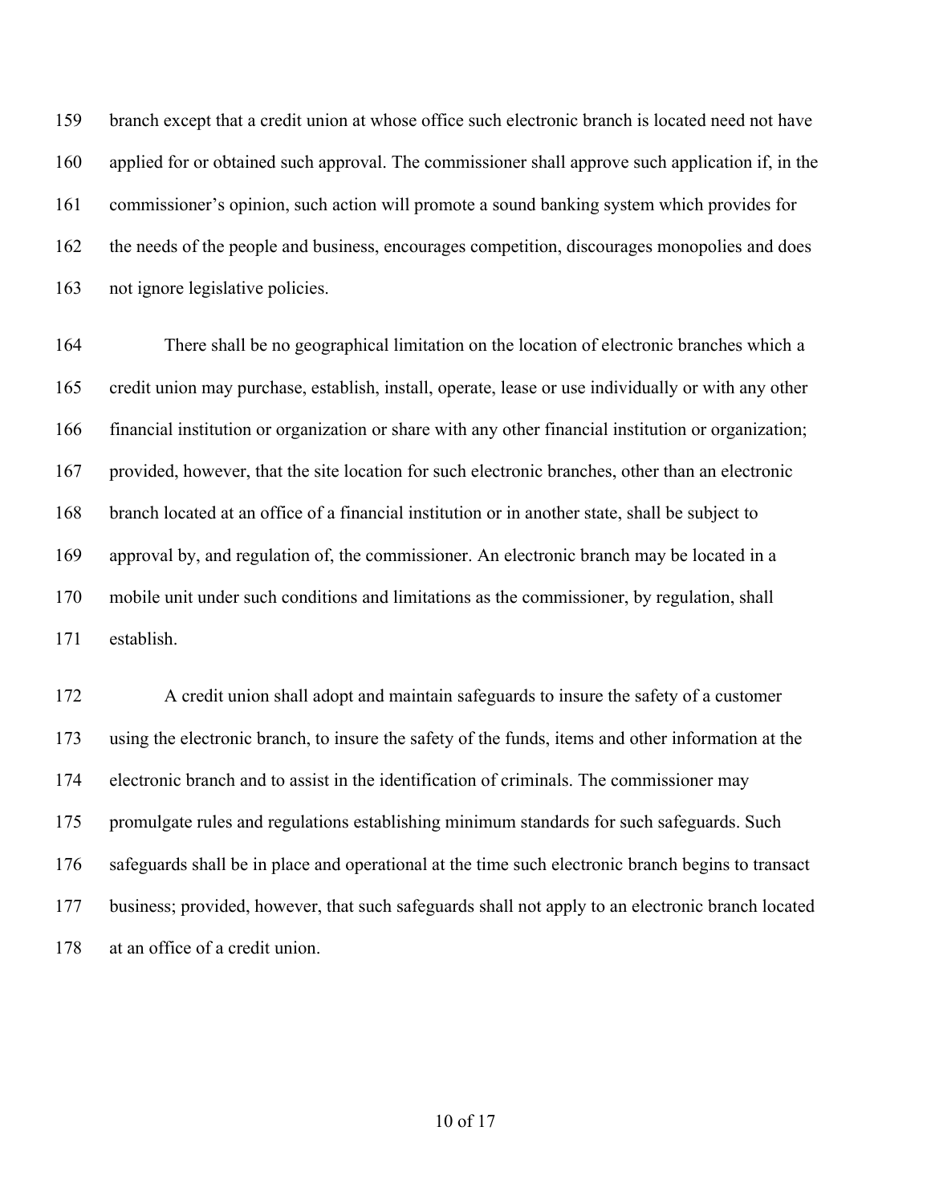branch except that a credit union at whose office such electronic branch is located need not have applied for or obtained such approval. The commissioner shall approve such application if, in the commissioner's opinion, such action will promote a sound banking system which provides for the needs of the people and business, encourages competition, discourages monopolies and does not ignore legislative policies.

There shall be no geographical limitation on the location of electronic branches which a credit union may purchase, establish, install, operate, lease or use individually or with any other financial institution or organization or share with any other financial institution or organization; provided, however, that the site location for such electronic branches, other than an electronic branch located at an office of a financial institution or in another state, shall be subject to approval by, and regulation of, the commissioner. An electronic branch may be located in a mobile unit under such conditions and limitations as the commissioner, by regulation, shall establish.

A credit union shall adopt and maintain safeguards to insure the safety of a customer using the electronic branch, to insure the safety of the funds, items and other information at the electronic branch and to assist in the identification of criminals. The commissioner may promulgate rules and regulations establishing minimum standards for such safeguards. Such safeguards shall be in place and operational at the time such electronic branch begins to transact business; provided, however, that such safeguards shall not apply to an electronic branch located at an office of a credit union.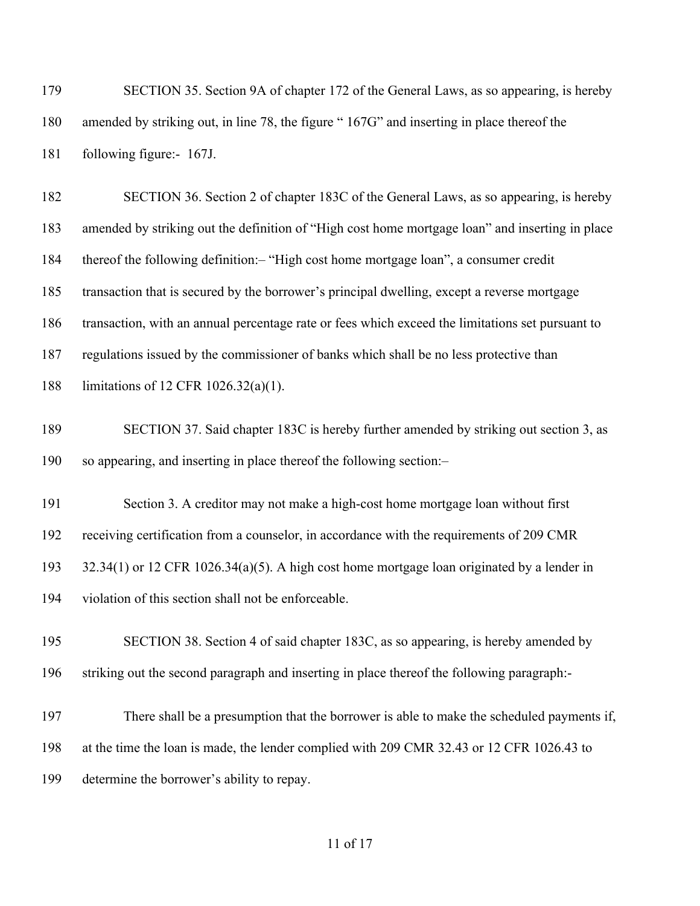SECTION 35. Section 9A of chapter 172 of the General Laws, as so appearing, is hereby amended by striking out, in line 78, the figure " 167G" and inserting in place thereof the following figure:- 167J.

SECTION 36. Section 2 of chapter 183C of the General Laws, as so appearing, is hereby amended by striking out the definition of "High cost home mortgage loan" and inserting in place thereof the following definition:– "High cost home mortgage loan", a consumer credit transaction that is secured by the borrower's principal dwelling, except a reverse mortgage transaction, with an annual percentage rate or fees which exceed the limitations set pursuant to regulations issued by the commissioner of banks which shall be no less protective than limitations of 12 CFR 1026.32(a)(1).

SECTION 37. Said chapter 183C is hereby further amended by striking out section 3, as so appearing, and inserting in place thereof the following section:–

Section 3. A creditor may not make a high-cost home mortgage loan without first receiving certification from a counselor, in accordance with the requirements of 209 CMR 32.34(1) or 12 CFR 1026.34(a)(5). A high cost home mortgage loan originated by a lender in violation of this section shall not be enforceable.

SECTION 38. Section 4 of said chapter 183C, as so appearing, is hereby amended by striking out the second paragraph and inserting in place thereof the following paragraph:-

There shall be a presumption that the borrower is able to make the scheduled payments if, at the time the loan is made, the lender complied with 209 CMR 32.43 or 12 CFR 1026.43 to determine the borrower's ability to repay.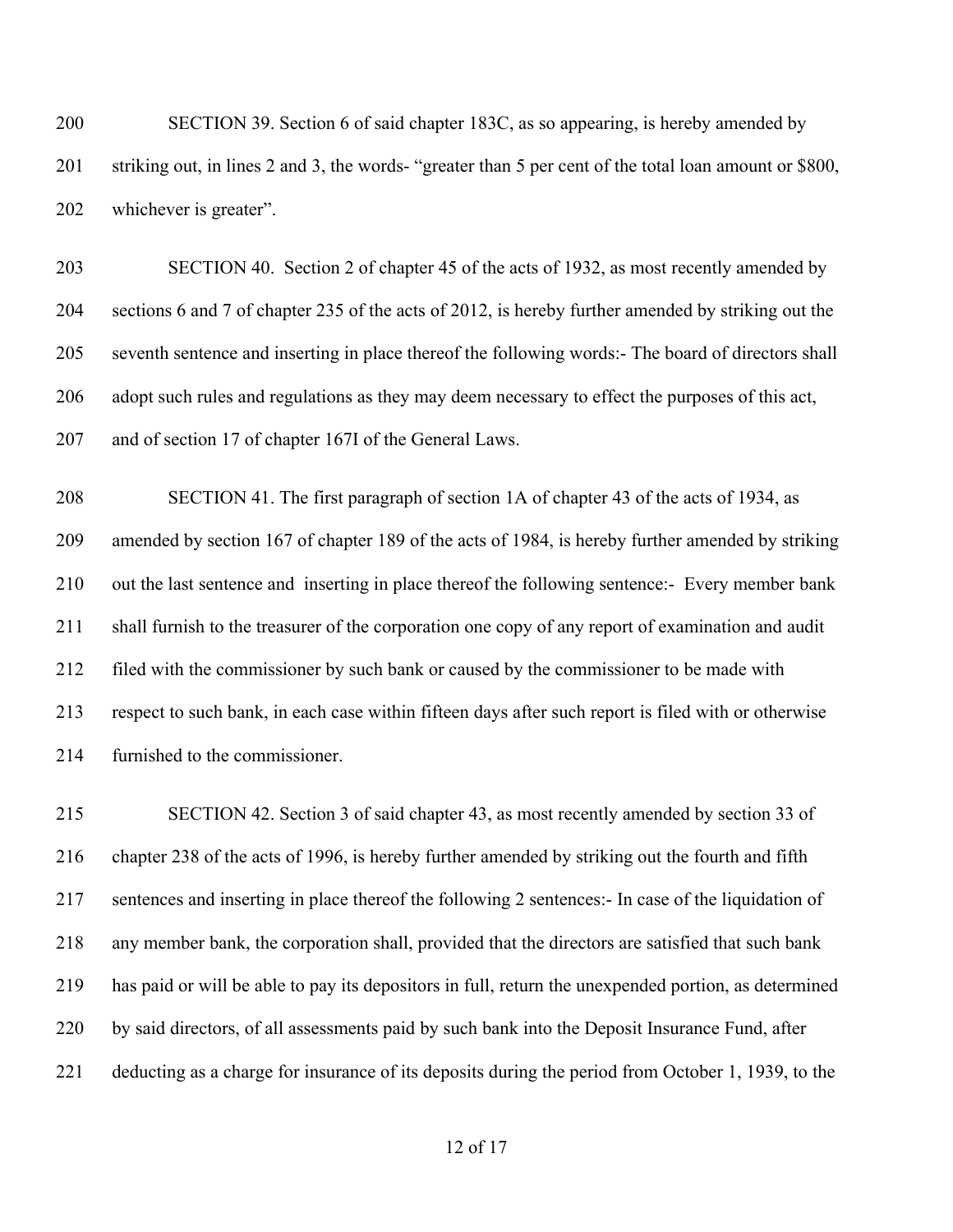SECTION 39. Section 6 of said chapter 183C, as so appearing, is hereby amended by striking out, in lines 2 and 3, the words- "greater than 5 per cent of the total loan amount or $800, whichever is greater".

SECTION 40. Section 2 of chapter 45 of the acts of 1932, as most recently amended by sections 6 and 7 of chapter 235 of the acts of 2012, is hereby further amended by striking out the seventh sentence and inserting in place thereof the following words:- The board of directors shall adopt such rules and regulations as they may deem necessary to effect the purposes of this act, and of section 17 of chapter 167I of the General Laws.

SECTION 41. The first paragraph of section 1A of chapter 43 of the acts of 1934, as amended by section 167 of chapter 189 of the acts of 1984, is hereby further amended by striking out the last sentence and inserting in place thereof the following sentence:- Every member bank shall furnish to the treasurer of the corporation one copy of any report of examination and audit filed with the commissioner by such bank or caused by the commissioner to be made with respect to such bank, in each case within fifteen days after such report is filed with or otherwise furnished to the commissioner.

SECTION 42. Section 3 of said chapter 43, as most recently amended by section 33 of chapter 238 of the acts of 1996, is hereby further amended by striking out the fourth and fifth sentences and inserting in place thereof the following 2 sentences:- In case of the liquidation of any member bank, the corporation shall, provided that the directors are satisfied that such bank has paid or will be able to pay its depositors in full, return the unexpended portion, as determined by said directors, of all assessments paid by such bank into the Deposit Insurance Fund, after deducting as a charge for insurance of its deposits during the period from October 1, 1939, to the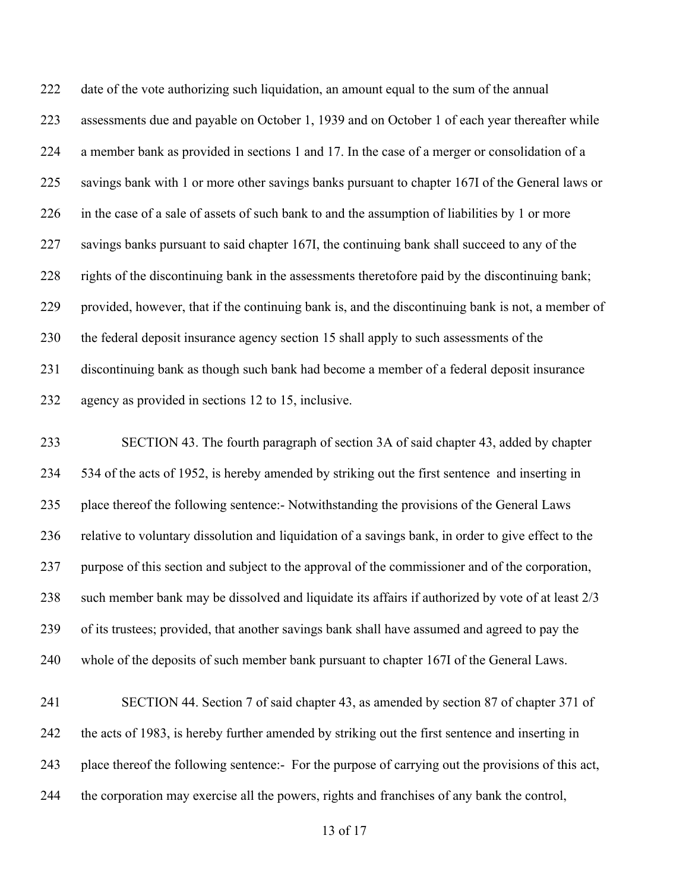date of the vote authorizing such liquidation, an amount equal to the sum of the annual assessments due and payable on October 1, 1939 and on October 1 of each year thereafter while a member bank as provided in sections 1 and 17. In the case of a merger or consolidation of a savings bank with 1 or more other savings banks pursuant to chapter 167I of the General laws or in the case of a sale of assets of such bank to and the assumption of liabilities by 1 or more savings banks pursuant to said chapter 167I, the continuing bank shall succeed to any of the rights of the discontinuing bank in the assessments theretofore paid by the discontinuing bank; provided, however, that if the continuing bank is, and the discontinuing bank is not, a member of the federal deposit insurance agency section 15 shall apply to such assessments of the discontinuing bank as though such bank had become a member of a federal deposit insurance agency as provided in sections 12 to 15, inclusive.

SECTION 43. The fourth paragraph of section 3A of said chapter 43, added by chapter 534 of the acts of 1952, is hereby amended by striking out the first sentence and inserting in place thereof the following sentence:- Notwithstanding the provisions of the General Laws relative to voluntary dissolution and liquidation of a savings bank, in order to give effect to the purpose of this section and subject to the approval of the commissioner and of the corporation, such member bank may be dissolved and liquidate its affairs if authorized by vote of at least 2/3 of its trustees; provided, that another savings bank shall have assumed and agreed to pay the whole of the deposits of such member bank pursuant to chapter 167I of the General Laws.

SECTION 44. Section 7 of said chapter 43, as amended by section 87 of chapter 371 of the acts of 1983, is hereby further amended by striking out the first sentence and inserting in place thereof the following sentence:- For the purpose of carrying out the provisions of this act, the corporation may exercise all the powers, rights and franchises of any bank the control,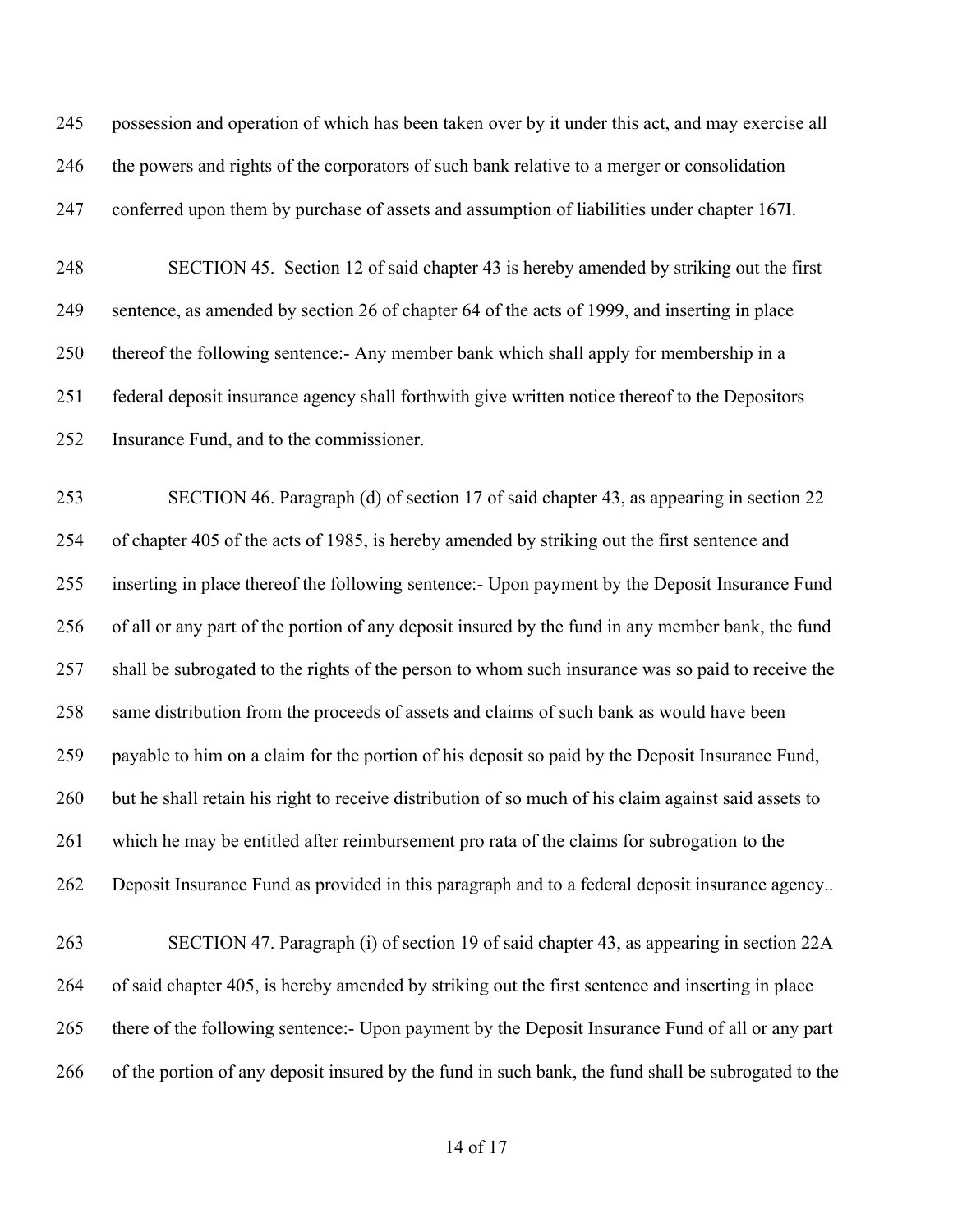possession and operation of which has been taken over by it under this act, and may exercise all the powers and rights of the corporators of such bank relative to a merger or consolidation conferred upon them by purchase of assets and assumption of liabilities under chapter 167I.

SECTION 45. Section 12 of said chapter 43 is hereby amended by striking out the first sentence, as amended by section 26 of chapter 64 of the acts of 1999, and inserting in place thereof the following sentence:- Any member bank which shall apply for membership in a federal deposit insurance agency shall forthwith give written notice thereof to the Depositors Insurance Fund, and to the commissioner.

SECTION 46. Paragraph (d) of section 17 of said chapter 43, as appearing in section 22 of chapter 405 of the acts of 1985, is hereby amended by striking out the first sentence and inserting in place thereof the following sentence:- Upon payment by the Deposit Insurance Fund of all or any part of the portion of any deposit insured by the fund in any member bank, the fund shall be subrogated to the rights of the person to whom such insurance was so paid to receive the same distribution from the proceeds of assets and claims of such bank as would have been payable to him on a claim for the portion of his deposit so paid by the Deposit Insurance Fund, but he shall retain his right to receive distribution of so much of his claim against said assets to which he may be entitled after reimbursement pro rata of the claims for subrogation to the Deposit Insurance Fund as provided in this paragraph and to a federal deposit insurance agency..

SECTION 47. Paragraph (i) of section 19 of said chapter 43, as appearing in section 22A of said chapter 405, is hereby amended by striking out the first sentence and inserting in place there of the following sentence:- Upon payment by the Deposit Insurance Fund of all or any part of the portion of any deposit insured by the fund in such bank, the fund shall be subrogated to the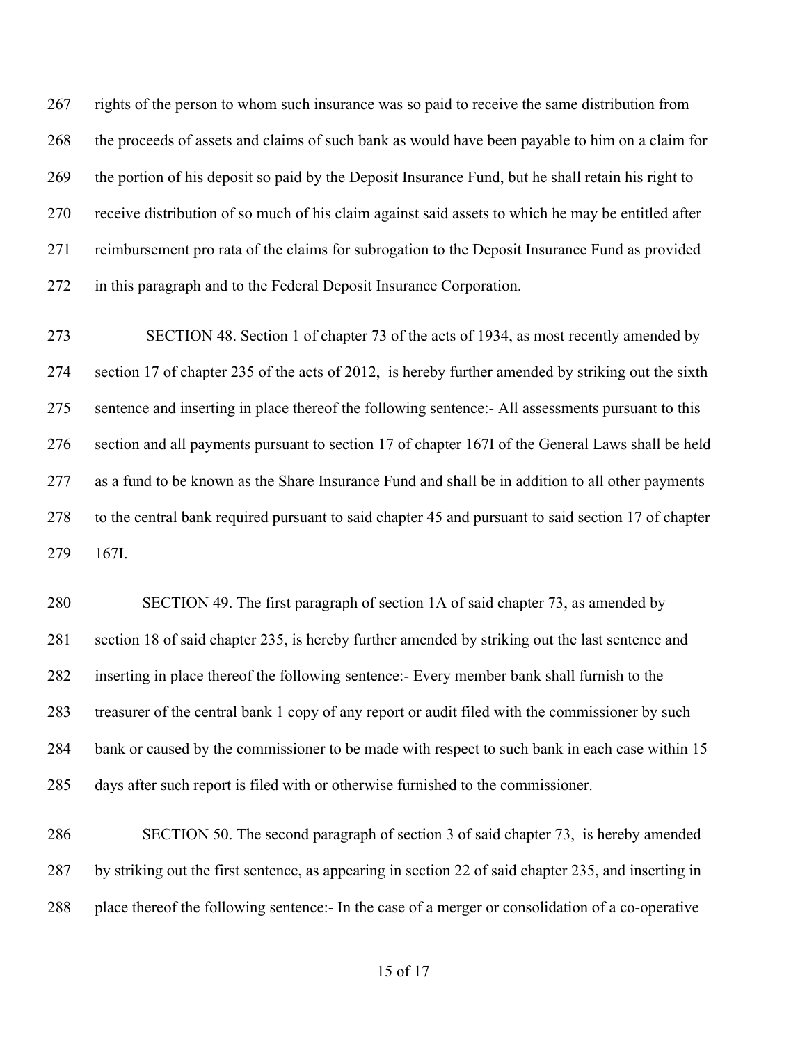rights of the person to whom such insurance was so paid to receive the same distribution from the proceeds of assets and claims of such bank as would have been payable to him on a claim for the portion of his deposit so paid by the Deposit Insurance Fund, but he shall retain his right to receive distribution of so much of his claim against said assets to which he may be entitled after reimbursement pro rata of the claims for subrogation to the Deposit Insurance Fund as provided in this paragraph and to the Federal Deposit Insurance Corporation.

SECTION 48. Section 1 of chapter 73 of the acts of 1934, as most recently amended by section 17 of chapter 235 of the acts of 2012, is hereby further amended by striking out the sixth sentence and inserting in place thereof the following sentence:- All assessments pursuant to this section and all payments pursuant to section 17 of chapter 167I of the General Laws shall be held as a fund to be known as the Share Insurance Fund and shall be in addition to all other payments to the central bank required pursuant to said chapter 45 and pursuant to said section 17 of chapter 167I.

SECTION 49. The first paragraph of section 1A of said chapter 73, as amended by section 18 of said chapter 235, is hereby further amended by striking out the last sentence and inserting in place thereof the following sentence:- Every member bank shall furnish to the treasurer of the central bank 1 copy of any report or audit filed with the commissioner by such bank or caused by the commissioner to be made with respect to such bank in each case within 15 days after such report is filed with or otherwise furnished to the commissioner.

SECTION 50. The second paragraph of section 3 of said chapter 73, is hereby amended by striking out the first sentence, as appearing in section 22 of said chapter 235, and inserting in place thereof the following sentence:- In the case of a merger or consolidation of a co-operative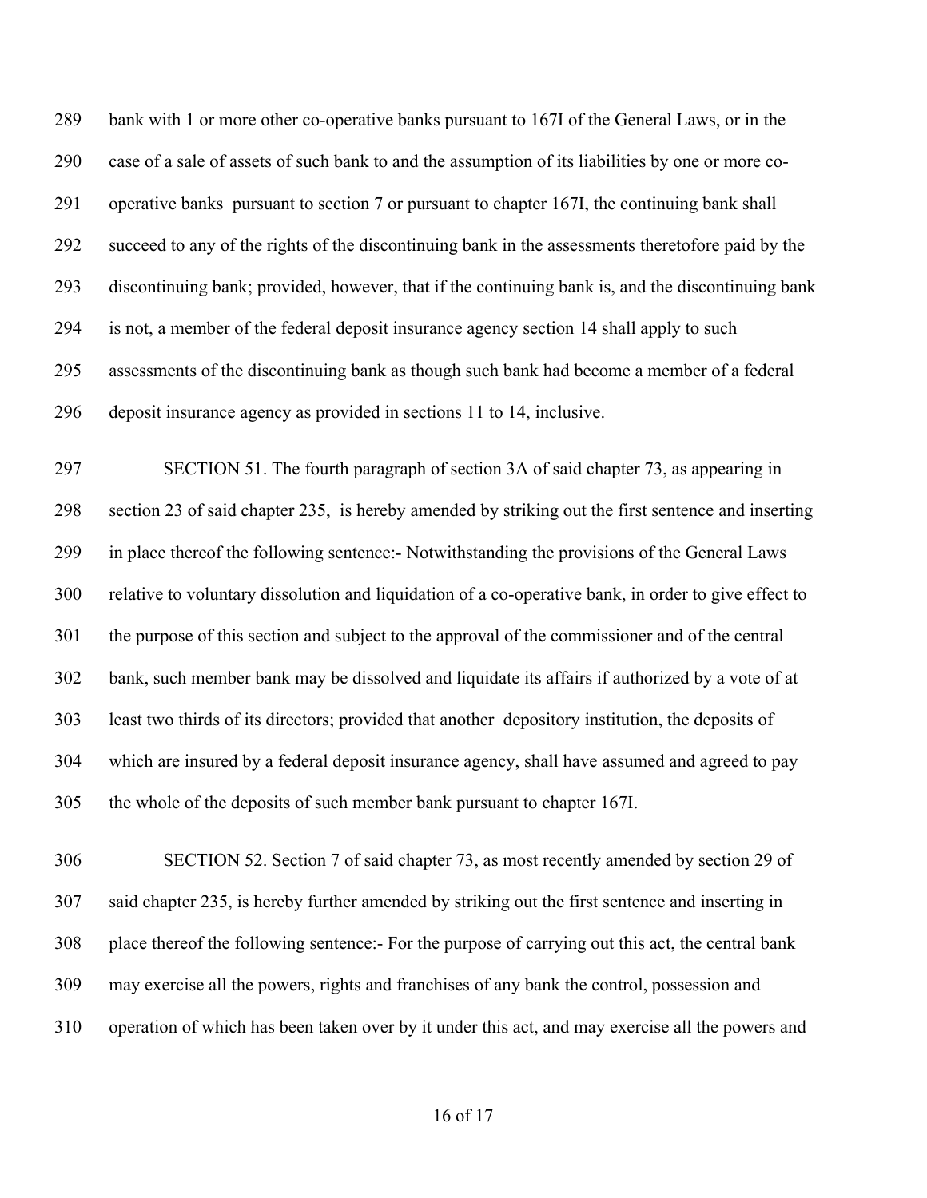bank with 1 or more other co-operative banks pursuant to 167I of the General Laws, or in the case of a sale of assets of such bank to and the assumption of its liabilities by one or more co-operative banks pursuant to section 7 or pursuant to chapter 167I, the continuing bank shall succeed to any of the rights of the discontinuing bank in the assessments theretofore paid by the discontinuing bank; provided, however, that if the continuing bank is, and the discontinuing bank is not, a member of the federal deposit insurance agency section 14 shall apply to such assessments of the discontinuing bank as though such bank had become a member of a federal deposit insurance agency as provided in sections 11 to 14, inclusive.

SECTION 51. The fourth paragraph of section 3A of said chapter 73, as appearing in section 23 of said chapter 235, is hereby amended by striking out the first sentence and inserting in place thereof the following sentence:- Notwithstanding the provisions of the General Laws relative to voluntary dissolution and liquidation of a co-operative bank, in order to give effect to the purpose of this section and subject to the approval of the commissioner and of the central bank, such member bank may be dissolved and liquidate its affairs if authorized by a vote of at least two thirds of its directors; provided that another depository institution, the deposits of which are insured by a federal deposit insurance agency, shall have assumed and agreed to pay the whole of the deposits of such member bank pursuant to chapter 167I.

SECTION 52. Section 7 of said chapter 73, as most recently amended by section 29 of said chapter 235, is hereby further amended by striking out the first sentence and inserting in place thereof the following sentence:- For the purpose of carrying out this act, the central bank may exercise all the powers, rights and franchises of any bank the control, possession and operation of which has been taken over by it under this act, and may exercise all the powers and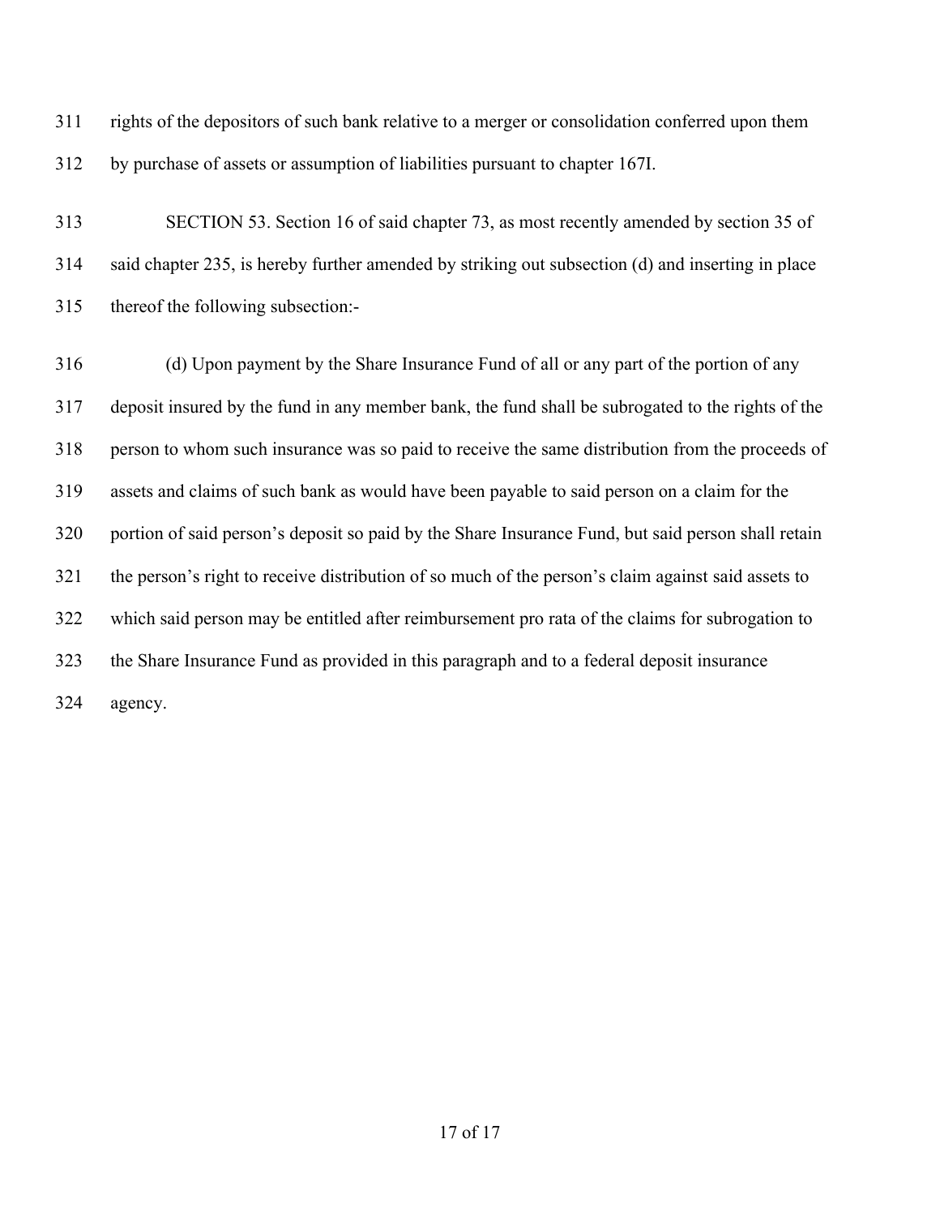rights of the depositors of such bank relative to a merger or consolidation conferred upon them by purchase of assets or assumption of liabilities pursuant to chapter 167I.

SECTION 53. Section 16 of said chapter 73, as most recently amended by section 35 of said chapter 235, is hereby further amended by striking out subsection (d) and inserting in place thereof the following subsection:-

(d) Upon payment by the Share Insurance Fund of all or any part of the portion of any deposit insured by the fund in any member bank, the fund shall be subrogated to the rights of the person to whom such insurance was so paid to receive the same distribution from the proceeds of assets and claims of such bank as would have been payable to said person on a claim for the portion of said person's deposit so paid by the Share Insurance Fund, but said person shall retain the person's right to receive distribution of so much of the person's claim against said assets to which said person may be entitled after reimbursement pro rata of the claims for subrogation to the Share Insurance Fund as provided in this paragraph and to a federal deposit insurance agency.